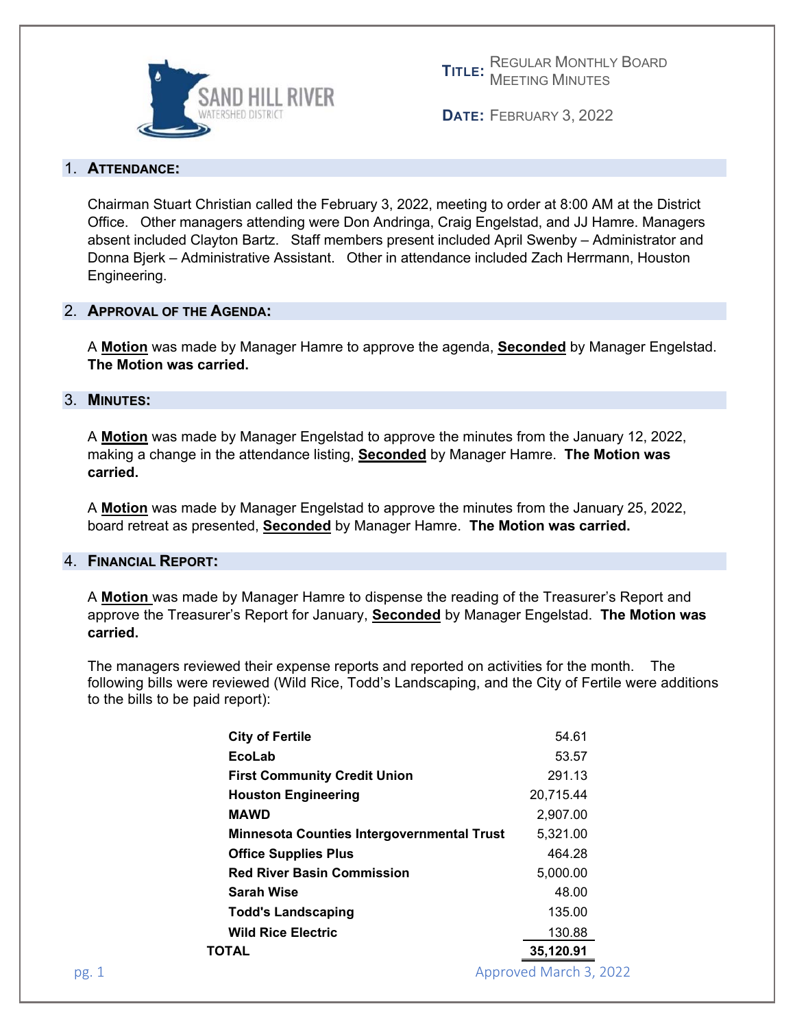SAND HILL RIVER WATERSHED DISTRICT

**TITLE:** REGULAR MONTHLY BOARD MEETING MINUTES

**DATE:** FEBRUARY 3, 2022

## 1. ATTENDANCE:

Chairman Stuart Christian called the February 3, 2022, meeting to order at 8:00 AM at the District Office. Other managers attending were Don Andringa, Craig Engelstad, and JJ Hamre. Managers absent included Clayton Bartz. Staff members present included April Swenby – Administrator and Donna Bjerk – Administrative Assistant. Other in attendance included Zach Herrmann, Houston Engineering.

## 2. APPROVAL OF THE AGENDA:

A **Motion** was made by Manager Hamre to approve the agenda, **Seconded** by Manager Engelstad. **The Motion was carried.**

## 3. MINUTES:

A **Motion** was made by Manager Engelstad to approve the minutes from the January 12, 2022, making a change in the attendance listing, **Seconded** by Manager Hamre. **The Motion was carried.**

A **Motion** was made by Manager Engelstad to approve the minutes from the January 25, 2022, board retreat as presented, **Seconded** by Manager Hamre. **The Motion was carried.**

## 4. FINANCIAL REPORT:

A **Motion** was made by Manager Hamre to dispense the reading of the Treasurer's Report and approve the Treasurer's Report for January, **Seconded** by Manager Engelstad. **The Motion was carried.**

The managers reviewed their expense reports and reported on activities for the month. The following bills were reviewed (Wild Rice, Todd's Landscaping, and the City of Fertile were additions to the bills to be paid report):

| | |
|---|---|
| **City of Fertile** | 54.61 |
| **EcoLab** | 53.57 |
| **First Community Credit Union** | 291.13 |
| **Houston Engineering** | 20,715.44 |
| **MAWD** | 2,907.00 |
| **Minnesota Counties Intergovernmental Trust** | 5,321.00 |
| **Office Supplies Plus** | 464.28 |
| **Red River Basin Commission** | 5,000.00 |
| **Sarah Wise** | 48.00 |
| **Todd's Landscaping** | 135.00 |
| **Wild Rice Electric** | 130.88 |
| **TOTAL** | **35,120.91** |

Approved March 3, 2022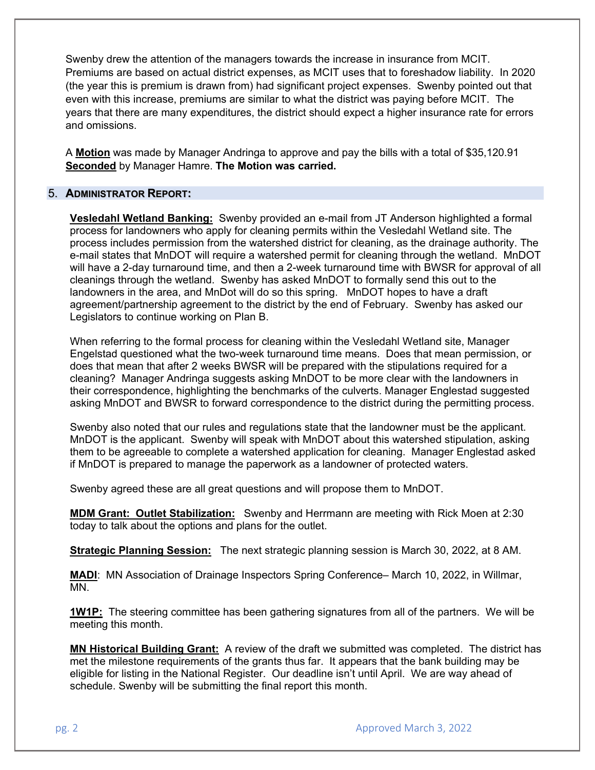Swenby drew the attention of the managers towards the increase in insurance from MCIT. Premiums are based on actual district expenses, as MCIT uses that to foreshadow liability. In 2020 (the year this is premium is drawn from) had significant project expenses. Swenby pointed out that even with this increase, premiums are similar to what the district was paying before MCIT. The years that there are many expenditures, the district should expect a higher insurance rate for errors and omissions.

A **Motion** was made by Manager Andringa to approve and pay the bills with a total of $35,120.91 **Seconded** by Manager Hamre. **The Motion was carried.**

## 5. ADMINISTRATOR REPORT:

**Vesledahl Wetland Banking:** Swenby provided an e-mail from JT Anderson highlighted a formal process for landowners who apply for cleaning permits within the Vesledahl Wetland site. The process includes permission from the watershed district for cleaning, as the drainage authority. The e-mail states that MnDOT will require a watershed permit for cleaning through the wetland. MnDOT will have a 2-day turnaround time, and then a 2-week turnaround time with BWSR for approval of all cleanings through the wetland. Swenby has asked MnDOT to formally send this out to the landowners in the area, and MnDot will do so this spring. MnDOT hopes to have a draft agreement/partnership agreement to the district by the end of February. Swenby has asked our Legislators to continue working on Plan B.

When referring to the formal process for cleaning within the Vesledahl Wetland site, Manager Engelstad questioned what the two-week turnaround time means. Does that mean permission, or does that mean that after 2 weeks BWSR will be prepared with the stipulations required for a cleaning? Manager Andringa suggests asking MnDOT to be more clear with the landowners in their correspondence, highlighting the benchmarks of the culverts. Manager Englestad suggested asking MnDOT and BWSR to forward correspondence to the district during the permitting process.

Swenby also noted that our rules and regulations state that the landowner must be the applicant. MnDOT is the applicant. Swenby will speak with MnDOT about this watershed stipulation, asking them to be agreeable to complete a watershed application for cleaning. Manager Englestad asked if MnDOT is prepared to manage the paperwork as a landowner of protected waters.

Swenby agreed these are all great questions and will propose them to MnDOT.

**MDM Grant: Outlet Stabilization:** Swenby and Herrmann are meeting with Rick Moen at 2:30 today to talk about the options and plans for the outlet.

**Strategic Planning Session:** The next strategic planning session is March 30, 2022, at 8 AM.

**MADI**: MN Association of Drainage Inspectors Spring Conference– March 10, 2022, in Willmar, MN.

**1W1P:** The steering committee has been gathering signatures from all of the partners. We will be meeting this month.

**MN Historical Building Grant:** A review of the draft we submitted was completed. The district has met the milestone requirements of the grants thus far. It appears that the bank building may be eligible for listing in the National Register. Our deadline isn't until April. We are way ahead of schedule. Swenby will be submitting the final report this month.

Approved March 3, 2022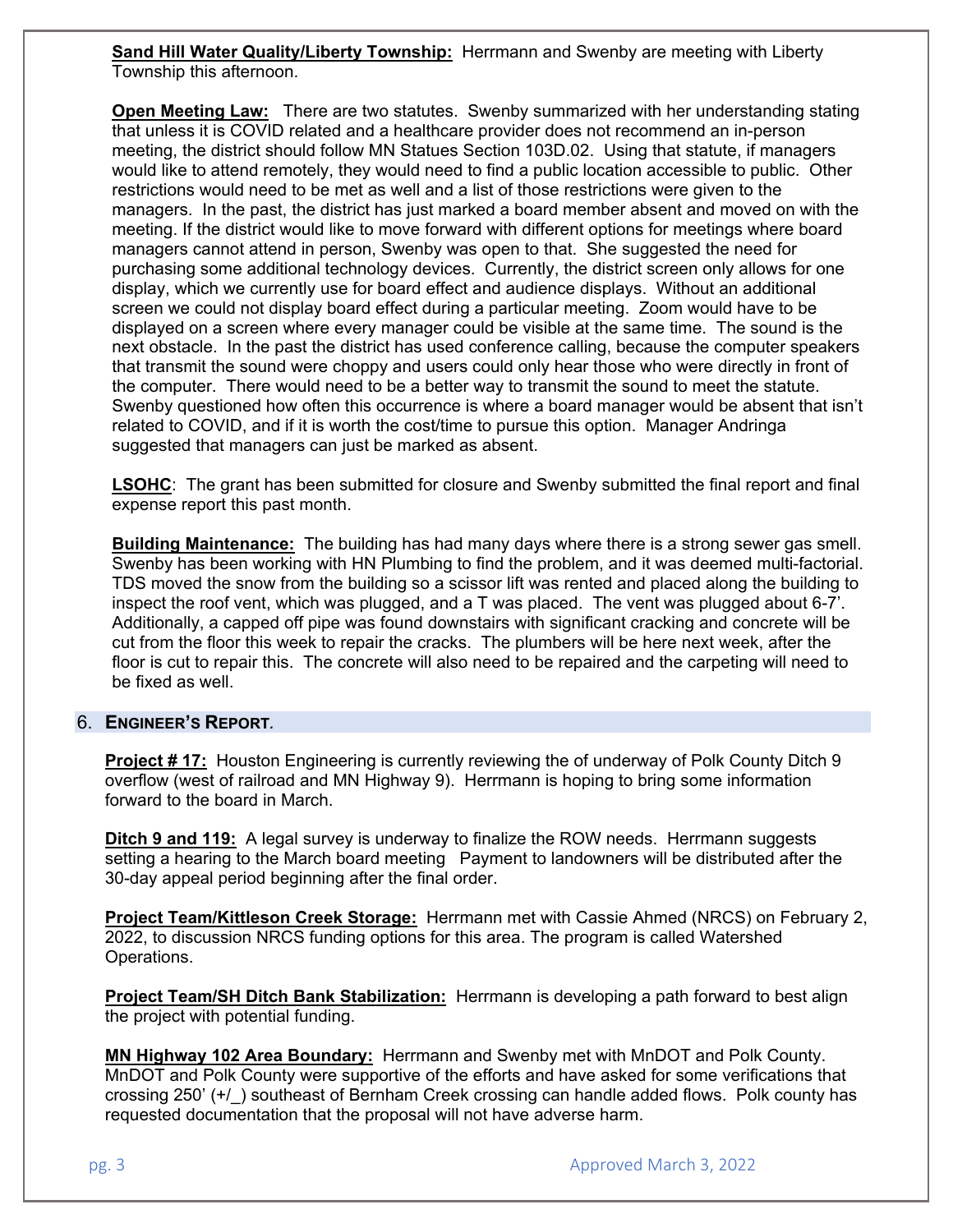**Sand Hill Water Quality/Liberty Township:** Herrmann and Swenby are meeting with Liberty Township this afternoon.

**Open Meeting Law:** There are two statutes. Swenby summarized with her understanding stating that unless it is COVID related and a healthcare provider does not recommend an in-person meeting, the district should follow MN Statues Section 103D.02. Using that statute, if managers would like to attend remotely, they would need to find a public location accessible to public. Other restrictions would need to be met as well and a list of those restrictions were given to the managers. In the past, the district has just marked a board member absent and moved on with the meeting. If the district would like to move forward with different options for meetings where board managers cannot attend in person, Swenby was open to that. She suggested the need for purchasing some additional technology devices. Currently, the district screen only allows for one display, which we currently use for board effect and audience displays. Without an additional screen we could not display board effect during a particular meeting. Zoom would have to be displayed on a screen where every manager could be visible at the same time. The sound is the next obstacle. In the past the district has used conference calling, because the computer speakers that transmit the sound were choppy and users could only hear those who were directly in front of the computer. There would need to be a better way to transmit the sound to meet the statute. Swenby questioned how often this occurrence is where a board manager would be absent that isn't related to COVID, and if it is worth the cost/time to pursue this option. Manager Andringa suggested that managers can just be marked as absent.

**LSOHC**: The grant has been submitted for closure and Swenby submitted the final report and final expense report this past month.

**Building Maintenance:** The building has had many days where there is a strong sewer gas smell. Swenby has been working with HN Plumbing to find the problem, and it was deemed multi-factorial. TDS moved the snow from the building so a scissor lift was rented and placed along the building to inspect the roof vent, which was plugged, and a T was placed. The vent was plugged about 6-7'. Additionally, a capped off pipe was found downstairs with significant cracking and concrete will be cut from the floor this week to repair the cracks. The plumbers will be here next week, after the floor is cut to repair this. The concrete will also need to be repaired and the carpeting will need to be fixed as well.

## 6. ENGINEER'S REPORT.

**Project # 17:** Houston Engineering is currently reviewing the of underway of Polk County Ditch 9 overflow (west of railroad and MN Highway 9). Herrmann is hoping to bring some information forward to the board in March.

**Ditch 9 and 119:** A legal survey is underway to finalize the ROW needs. Herrmann suggests setting a hearing to the March board meeting Payment to landowners will be distributed after the 30-day appeal period beginning after the final order.

**Project Team/Kittleson Creek Storage:** Herrmann met with Cassie Ahmed (NRCS) on February 2, 2022, to discussion NRCS funding options for this area. The program is called Watershed Operations.

**Project Team/SH Ditch Bank Stabilization:** Herrmann is developing a path forward to best align the project with potential funding.

**MN Highway 102 Area Boundary:** Herrmann and Swenby met with MnDOT and Polk County. MnDOT and Polk County were supportive of the efforts and have asked for some verifications that crossing 250' (+/_) southeast of Bernham Creek crossing can handle added flows. Polk county has requested documentation that the proposal will not have adverse harm.

Approved March 3, 2022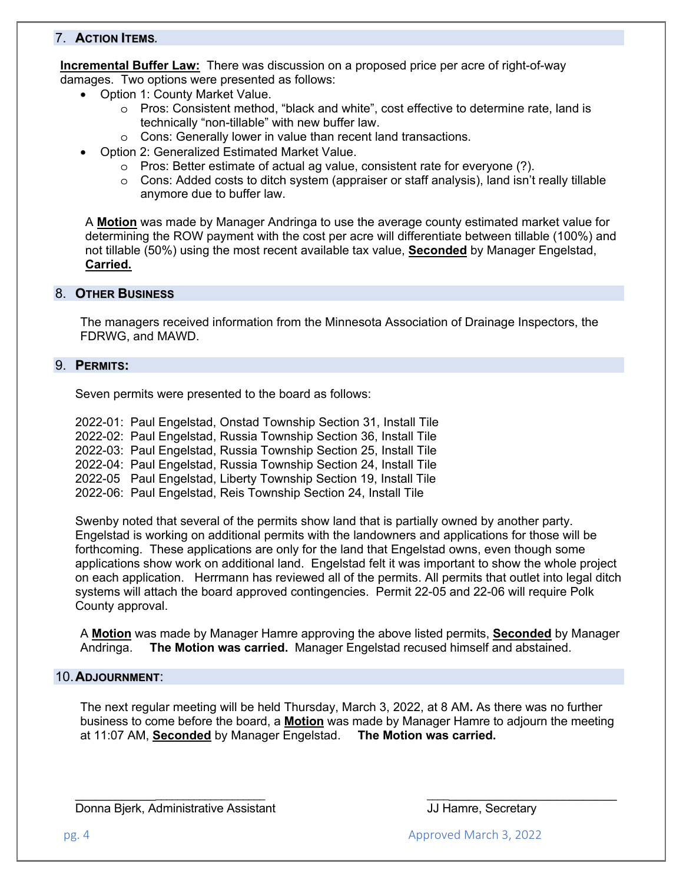## 7. Action Items.

**Incremental Buffer Law:** There was discussion on a proposed price per acre of right-of-way damages. Two options were presented as follows:

- Option 1: County Market Value.
  - Pros: Consistent method, "black and white", cost effective to determine rate, land is technically "non-tillable" with new buffer law.
  - Cons: Generally lower in value than recent land transactions.
- Option 2: Generalized Estimated Market Value.
  - Pros: Better estimate of actual ag value, consistent rate for everyone (?).
  - Cons: Added costs to ditch system (appraiser or staff analysis), land isn't really tillable anymore due to buffer law.

A **Motion** was made by Manager Andringa to use the average county estimated market value for determining the ROW payment with the cost per acre will differentiate between tillable (100%) and not tillable (50%) using the most recent available tax value, **Seconded** by Manager Engelstad, **Carried.**

## 8. Other Business

The managers received information from the Minnesota Association of Drainage Inspectors, the FDRWG, and MAWD.

## 9. Permits:

Seven permits were presented to the board as follows:

2022-01: Paul Engelstad, Onstad Township Section 31, Install Tile
2022-02: Paul Engelstad, Russia Township Section 36, Install Tile
2022-03: Paul Engelstad, Russia Township Section 25, Install Tile
2022-04: Paul Engelstad, Russia Township Section 24, Install Tile
2022-05 Paul Engelstad, Liberty Township Section 19, Install Tile
2022-06: Paul Engelstad, Reis Township Section 24, Install Tile

Swenby noted that several of the permits show land that is partially owned by another party. Engelstad is working on additional permits with the landowners and applications for those will be forthcoming. These applications are only for the land that Engelstad owns, even though some applications show work on additional land. Engelstad felt it was important to show the whole project on each application. Herrmann has reviewed all of the permits. All permits that outlet into legal ditch systems will attach the board approved contingencies. Permit 22-05 and 22-06 will require Polk County approval.

A **Motion** was made by Manager Hamre approving the above listed permits, **Seconded** by Manager Andringa. **The Motion was carried.** Manager Engelstad recused himself and abstained.

## 10. Adjournment:

The next regular meeting will be held Thursday, March 3, 2022, at 8 AM**.** As there was no further business to come before the board, a **Motion** was made by Manager Hamre to adjourn the meeting at 11:07 AM, **Seconded** by Manager Engelstad. **The Motion was carried.**

_____________________________
Donna Bjerk, Administrative Assistant

_____________________________
JJ Hamre, Secretary

Approved March 3, 2022